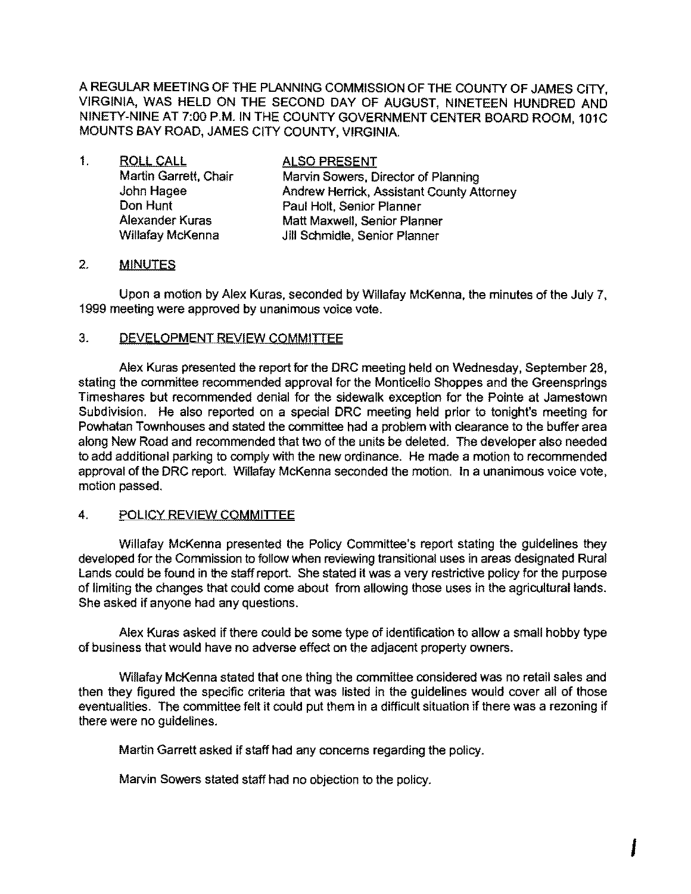A REGULAR MEETING OF THE PLANNING COMMISSION OF THE COUNTY OF JAMES CITY, VIRGINIA, WAS HELD ON THE SECOND DAY OF AUGUST, NINETEEN HUNDRED AND NINETY-NINE AT 7:00 P.M. IN THE COUNTY GOVERNMENT CENTER BOARD ROOM, 101C MOUNTS BAY ROAD, JAMES CITY COUNTY, VIRGINIA.

1. ROLL CALL

| ROLL CALL | ALSO PRESENT |
| --- | --- |
| Martin Garrett, Chair | Marvin Sowers, Director of Planning |
| John Hagee | Andrew Herrick, Assistant County Attorney |
| Don Hunt | Paul Holt, Senior Planner |
| Alexander Kuras | Matt Maxwell, Senior Planner |
| Willafay McKenna | Jill Schmidle, Senior Planner |

2. MINUTES

Upon a motion by Alex Kuras, seconded by Willafay McKenna, the minutes of the July 7, 1999 meeting were approved by unanimous voice vote.

3. DEVELOPMENT REVIEW COMMITTEE

Alex Kuras presented the report for the DRC meeting held on Wednesday, September 28, stating the committee recommended approval for the Monticello Shoppes and the Greensprings Timeshares but recommended denial for the sidewalk exception for the Pointe at Jamestown Subdivision. He also reported on a special DRC meeting held prior to tonight's meeting for Powhatan Townhouses and stated the committee had a problem with clearance to the buffer area along New Road and recommended that two of the units be deleted. The developer also needed to add additional parking to comply with the new ordinance. He made a motion to recommended approval of the DRC report. Willafay McKenna seconded the motion. In a unanimous voice vote, motion passed.

4. POLICY REVIEW COMMITTEE

Willafay McKenna presented the Policy Committee's report stating the guidelines they developed for the Commission to follow when reviewing transitional uses in areas designated Rural Lands could be found in the staff report. She stated it was a very restrictive policy for the purpose of limiting the changes that could come about from allowing those uses in the agricultural lands. She asked if anyone had any questions.

Alex Kuras asked if there could be some type of identification to allow a small hobby type of business that would have no adverse effect on the adjacent property owners.

Willafay McKenna stated that one thing the committee considered was no retail sales and then they figured the specific criteria that was listed in the guidelines would cover all of those eventualities. The committee felt it could put them in a difficult situation if there was a rezoning if there were no guidelines.

Martin Garrett asked if staff had any concerns regarding the policy.

Marvin Sowers stated staff had no objection to the policy.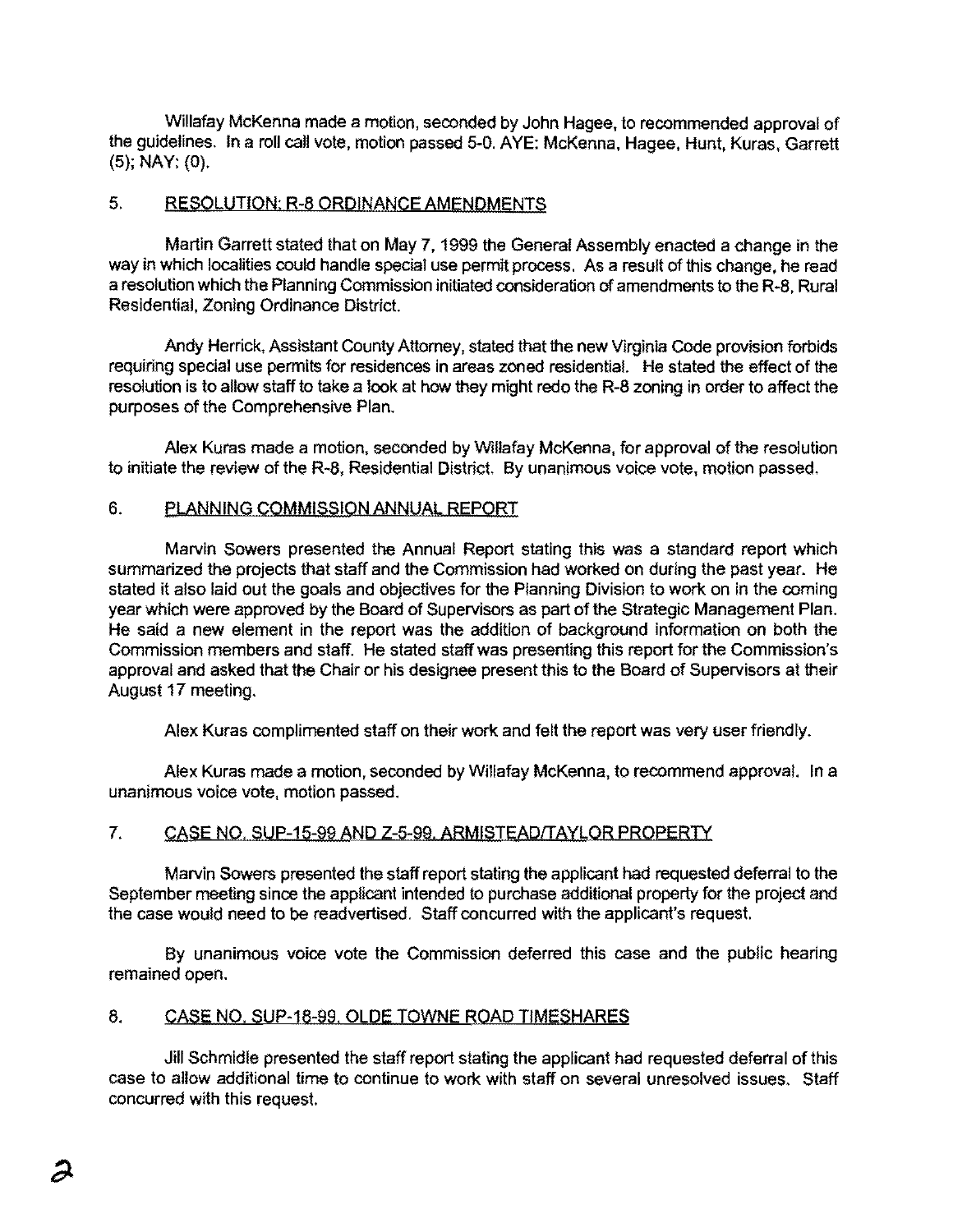Willafay McKenna made a motion, seconded by John Hagee, to recommended approval of the guidelines. In a roll call vote, motion passed 5-0. AYE: McKenna, Hagee, Hunt, Kuras, Garrett (5); NAY: (0).

## 5. RESOLUTION: R-8 ORDINANCE AMENDMENTS

Martin Garrett stated that on May 7, 1999 the General Assembly enacted a change in the way in which localities could handle special use permit process. As a result of this change, he read a resolution which the Planning Commission initiated consideration of amendments to the R-8, Rural Residential, Zoning Ordinance District.

Andy Herrick, Assistant County Attorney, stated that the new Virginia Code provision forbids requiring special use permits for residences in areas zoned residential. He stated the effect of the resolution is to allow staff to take a look at how they might redo the R-8 zoning in order to affect the purposes of the Comprehensive Plan.

Alex Kuras made a motion, seconded by Willafay McKenna, for approval of the resolution to initiate the review of the R-8, Residential District. By unanimous voice vote, motion passed.

## 6. PLANNING COMMISSION ANNUAL REPORT

Marvin Sowers presented the Annual Report stating this was a standard report which summarized the projects that staff and the Commission had worked on during the past year. He stated it also laid out the goals and objectives for the Planning Division to work on in the coming year which were approved by the Board of Supervisors as part of the Strategic Management Plan. He said a new element in the report was the addition of background information on both the Commission members and staff. He stated staff was presenting this report for the Commission's approval and asked that the Chair or his designee present this to the Board of Supervisors at their August 17 meeting.

Alex Kuras complimented staff on their work and felt the report was very user friendly.

Alex Kuras made a motion, seconded by Willafay McKenna, to recommend approval. In a unanimous voice vote, motion passed.

## 7. CASE NO. SUP-15-99 AND Z-5-99. ARMISTEAD/TAYLOR PROPERTY

Marvin Sowers presented the staff report stating the applicant had requested deferral to the September meeting since the applicant intended to purchase additional property for the project and the case would need to be readvertised. Staff concurred with the applicant's request.

By unanimous voice vote the Commission deferred this case and the public hearing remained open.

## 8. CASE NO. SUP-18-99. OLDE TOWNE ROAD TIMESHARES

Jill Schmidle presented the staff report stating the applicant had requested deferral of this case to allow additional time to continue to work with staff on several unresolved issues. Staff concurred with this request.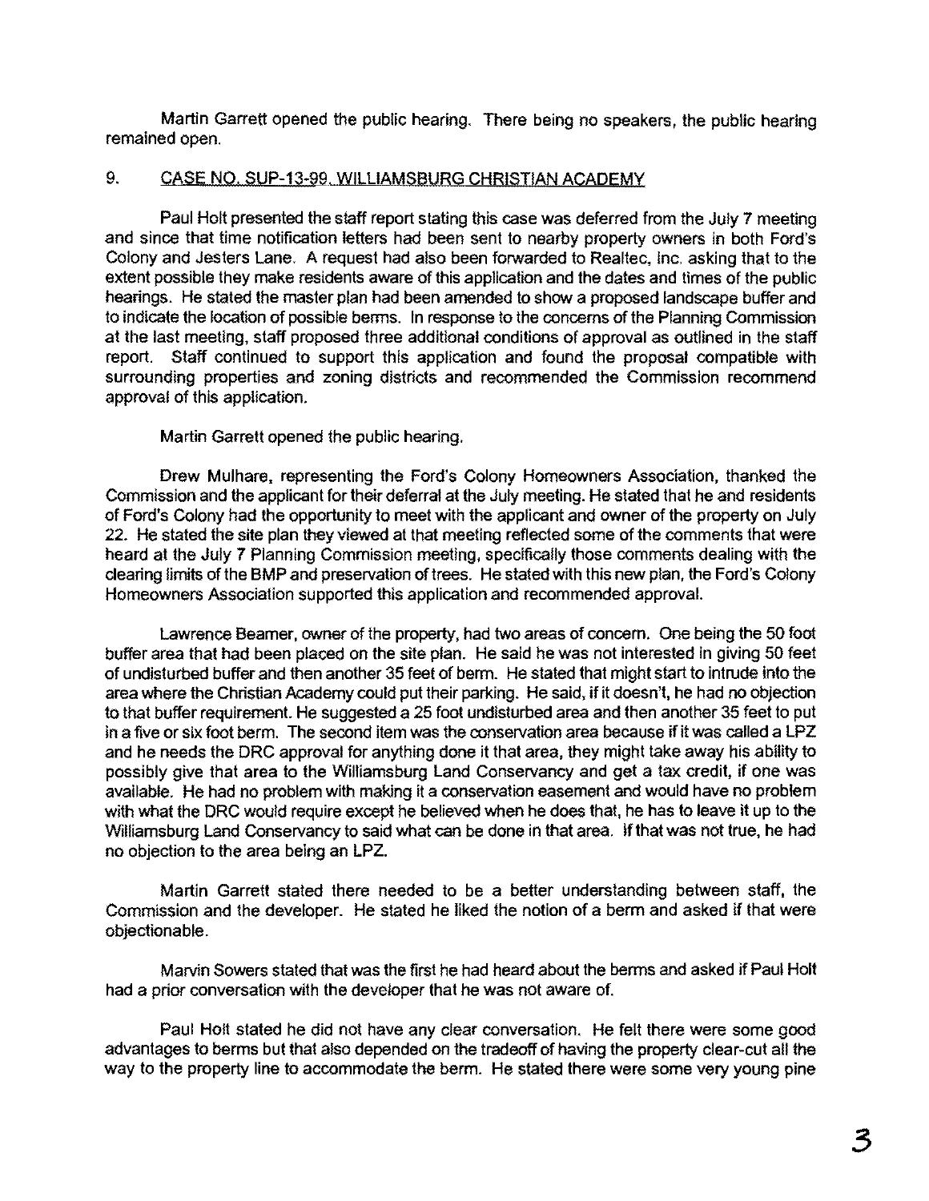Martin Garrett opened the public hearing. There being no speakers, the public hearing remained open.

## 9. CASE NO. SUP-13-99. WILLIAMSBURG CHRISTIAN ACADEMY

Paul Holt presented the staff report stating this case was deferred from the July 7 meeting and since that time notification letters had been sent to nearby property owners in both Ford's Colony and Jesters Lane. A request had also been forwarded to Realtec, Inc. asking that to the extent possible they make residents aware of this application and the dates and times of the public hearings. He stated the master plan had been amended to show a proposed landscape buffer and to indicate the location of possible berms. In response to the concerns of the Planning Commission at the last meeting, staff proposed three additional conditions of approval as outlined in the staff report. Staff continued to support this application and found the proposal compatible with surrounding properties and zoning districts and recommended the Commission recommend approval of this application.

Martin Garrett opened the public hearing.

Drew Mulhare, representing the Ford's Colony Homeowners Association, thanked the Commission and the applicant for their deferral at the July meeting. He stated that he and residents of Ford's Colony had the opportunity to meet with the applicant and owner of the property on July 22. He stated the site plan they viewed at that meeting reflected some of the comments that were heard at the July 7 Planning Commission meeting, specifically those comments dealing with the clearing limits of the BMP and preservation of trees. He stated with this new plan, the Ford's Colony Homeowners Association supported this application and recommended approval.

Lawrence Beamer, owner of the property, had two areas of concern. One being the 50 foot buffer area that had been placed on the site plan. He said he was not interested in giving 50 feet of undisturbed buffer and then another 35 feet of berm. He stated that might start to intrude into the area where the Christian Academy could put their parking. He said, if it doesn't, he had no objection to that buffer requirement. He suggested a 25 foot undisturbed area and then another 35 feet to put in a five or six foot berm. The second item was the conservation area because if it was called a LPZ and he needs the DRC approval for anything done it that area, they might take away his ability to possibly give that area to the Williamsburg Land Conservancy and get a tax credit, if one was available. He had no problem with making it a conservation easement and would have no problem with what the DRC would require except he believed when he does that, he has to leave it up to the Williamsburg Land Conservancy to said what can be done in that area. If that was not true, he had no objection to the area being an LPZ.

Martin Garrett stated there needed to be a better understanding between staff, the Commission and the developer. He stated he liked the notion of a berm and asked if that were objectionable.

Marvin Sowers stated that was the first he had heard about the berms and asked if Paul Holt had a prior conversation with the developer that he was not aware of.

Paul Holt stated he did not have any clear conversation. He felt there were some good advantages to berms but that also depended on the tradeoff of having the property clear-cut all the way to the property line to accommodate the berm. He stated there were some very young pine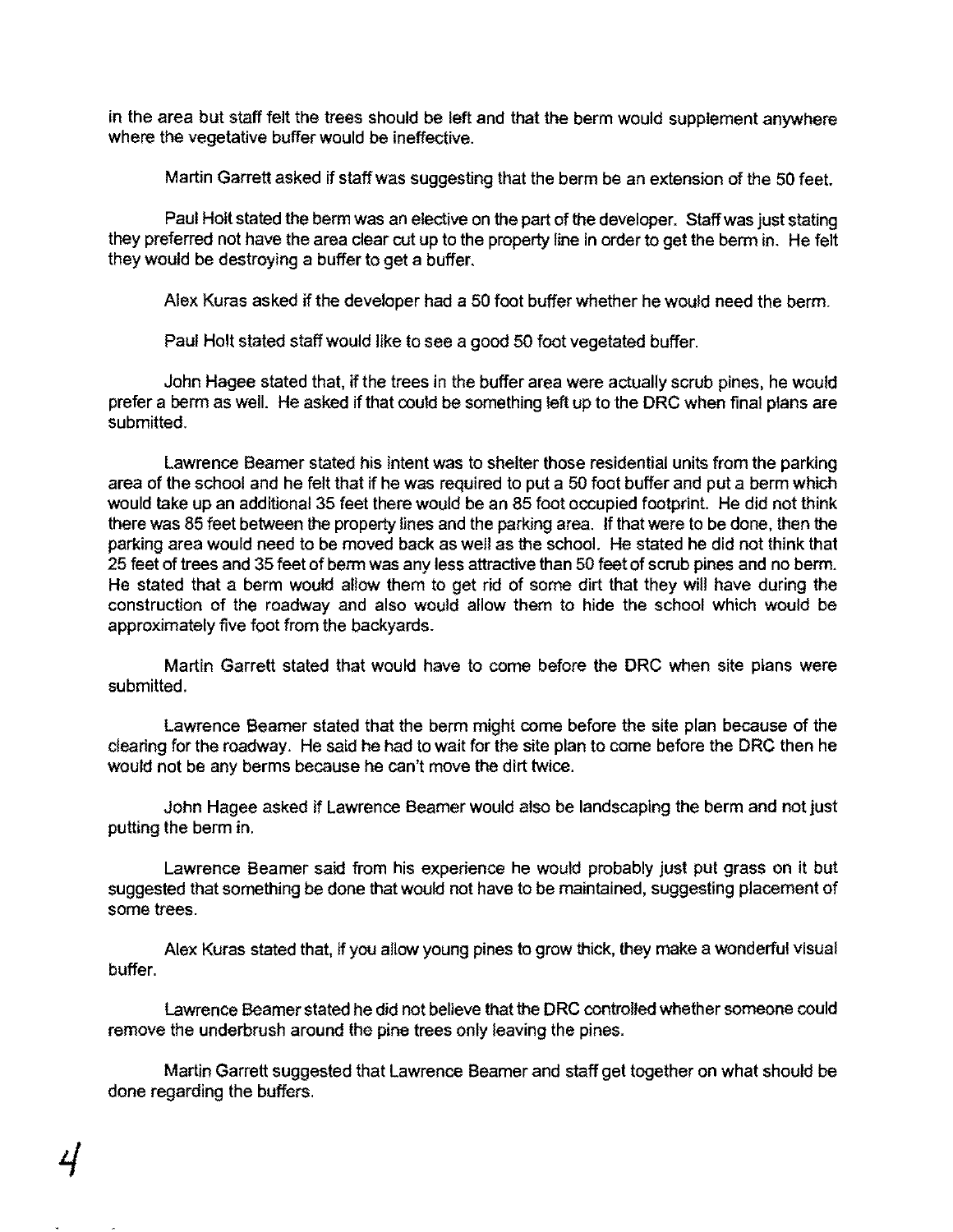in the area but staff felt the trees should be left and that the berm would supplement anywhere where the vegetative buffer would be ineffective.

Martin Garrett asked if staff was suggesting that the berm be an extension of the 50 feet.

Paul Holt stated the berm was an elective on the part of the developer. Staff was just stating they preferred not have the area clear cut up to the property line in order to get the berm in. He felt they would be destroying a buffer to get a buffer.

Alex Kuras asked if the developer had a 50 foot buffer whether he would need the berm.

Paul Holt stated staff would like to see a good 50 foot vegetated buffer.

John Hagee stated that, if the trees in the buffer area were actually scrub pines, he would prefer a berm as well. He asked if that could be something left up to the DRC when final plans are submitted.

Lawrence Beamer stated his intent was to shelter those residential units from the parking area of the school and he felt that if he was required to put a 50 foot buffer and put a berm which would take up an additional 35 feet there would be an 85 foot occupied footprint. He did not think there was 85 feet between the property lines and the parking area. If that were to be done, then the parking area would need to be moved back as well as the school. He stated he did not think that 25 feet of trees and 35 feet of berm was any less attractive than 50 feet of scrub pines and no berm. He stated that a berm would allow them to get rid of some dirt that they will have during the construction of the roadway and also would allow them to hide the school which would be approximately five foot from the backyards.

Martin Garrett stated that would have to come before the DRC when site plans were submitted.

Lawrence Beamer stated that the berm might come before the site plan because of the clearing for the roadway. He said he had to wait for the site plan to come before the DRC then he would not be any berms because he can't move the dirt twice.

John Hagee asked if Lawrence Beamer would also be landscaping the berm and not just putting the berm in.

Lawrence Beamer said from his experience he would probably just put grass on it but suggested that something be done that would not have to be maintained, suggesting placement of some trees.

Alex Kuras stated that, if you allow young pines to grow thick, they make a wonderful visual buffer.

Lawrence Beamer stated he did not believe that the DRC controlled whether someone could remove the underbrush around the pine trees only leaving the pines.

Martin Garrett suggested that Lawrence Beamer and staff get together on what should be done regarding the buffers.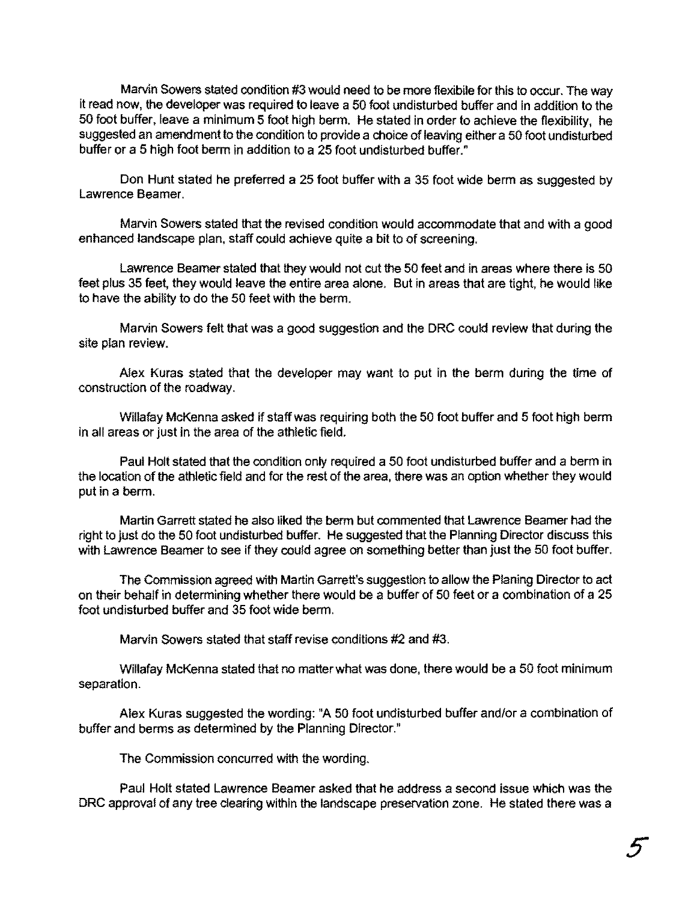Marvin Sowers stated condition #3 would need to be more flexibile for this to occur. The way it read now, the developer was required to leave a 50 foot undisturbed buffer and in addition to the 50 foot buffer, leave a minimum 5 foot high berm. He stated in order to achieve the flexibility, he suggested an amendment to the condition to provide a choice of leaving either a 50 foot undisturbed buffer or a 5 high foot berm in addition to a 25 foot undisturbed buffer."

Don Hunt stated he preferred a 25 foot buffer with a 35 foot wide berm as suggested by Lawrence Beamer.

Marvin Sowers stated that the revised condition would accommodate that and with a good enhanced landscape plan, staff could achieve quite a bit to of screening.

Lawrence Beamer stated that they would not cut the 50 feet and in areas where there is 50 feet plus 35 feet, they would leave the entire area alone. But in areas that are tight, he would like to have the ability to do the 50 feet with the berm.

Marvin Sowers felt that was a good suggestion and the DRC could review that during the site plan review.

Alex Kuras stated that the developer may want to put in the berm during the time of construction of the roadway.

Willafay McKenna asked if staff was requiring both the 50 foot buffer and 5 foot high berm in all areas or just in the area of the athletic field.

Paul Holt stated that the condition only required a 50 foot undisturbed buffer and a berm in the location of the athletic field and for the rest of the area, there was an option whether they would put in a berm.

Martin Garrett stated he also liked the berm but commented that Lawrence Beamer had the right to just do the 50 foot undisturbed buffer. He suggested that the Planning Director discuss this with Lawrence Beamer to see if they could agree on something better than just the 50 foot buffer.

The Commission agreed with Martin Garrett's suggestion to allow the Planing Director to act on their behalf in determining whether there would be a buffer of 50 feet or a combination of a 25 foot undisturbed buffer and 35 foot wide berm.

Marvin Sowers stated that staff revise conditions #2 and #3.

Willafay McKenna stated that no matter what was done, there would be a 50 foot minimum separation.

Alex Kuras suggested the wording: "A 50 foot undisturbed buffer and/or a combination of buffer and berms as determined by the Planning Director."

The Commission concurred with the wording.

Paul Holt stated Lawrence Beamer asked that he address a second issue which was the DRC approval of any tree clearing within the landscape preservation zone. He stated there was a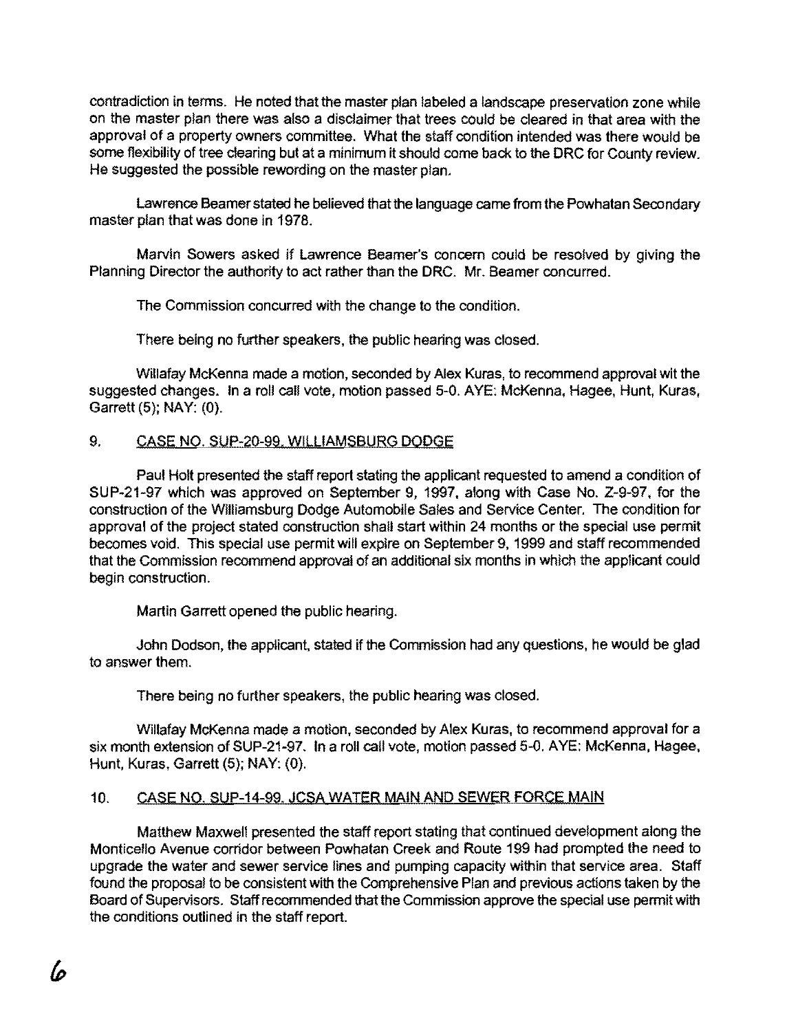contradiction in terms. He noted that the master plan labeled a landscape preservation zone while on the master plan there was also a disclaimer that trees could be cleared in that area with the approval of a property owners committee. What the staff condition intended was there would be some flexibility of tree clearing but at a minimum it should come back to the DRC for County review. He suggested the possible rewording on the master plan.

Lawrence Beamer stated he believed that the language came from the Powhatan Secondary master plan that was done in 1978.

Marvin Sowers asked if Lawrence Beamer's concern could be resolved by giving the Planning Director the authority to act rather than the DRC. Mr. Beamer concurred.

The Commission concurred with the change to the condition.

There being no further speakers, the public hearing was closed.

Willafay McKenna made a motion, seconded by Alex Kuras, to recommend approval wit the suggested changes. In a roll call vote, motion passed 5-0. AYE: McKenna, Hagee, Hunt, Kuras, Garrett (5); NAY: (0).

## 9. CASE NO. SUP-20-99. WILLIAMSBURG DODGE

Paul Holt presented the staff report stating the applicant requested to amend a condition of SUP-21-97 which was approved on September 9, 1997, along with Case No. Z-9-97, for the construction of the Williamsburg Dodge Automobile Sales and Service Center. The condition for approval of the project stated construction shall start within 24 months or the special use permit becomes void. This special use permit will expire on September 9, 1999 and staff recommended that the Commission recommend approval of an additional six months in which the applicant could begin construction.

Martin Garrett opened the public hearing.

John Dodson, the applicant, stated if the Commission had any questions, he would be glad to answer them.

There being no further speakers, the public hearing was closed.

Willafay McKenna made a motion, seconded by Alex Kuras, to recommend approval for a six month extension of SUP-21-97. In a roll call vote, motion passed 5-0. AYE: McKenna, Hagee, Hunt, Kuras, Garrett (5); NAY: (0).

## 10. CASE NO. SUP-14-99. JCSA WATER MAIN AND SEWER FORCE MAIN

Matthew Maxwell presented the staff report stating that continued development along the Monticello Avenue corridor between Powhatan Creek and Route 199 had prompted the need to upgrade the water and sewer service lines and pumping capacity within that service area. Staff found the proposal to be consistent with the Comprehensive Plan and previous actions taken by the Board of Supervisors. Staff recommended that the Commission approve the special use permit with the conditions outlined in the staff report.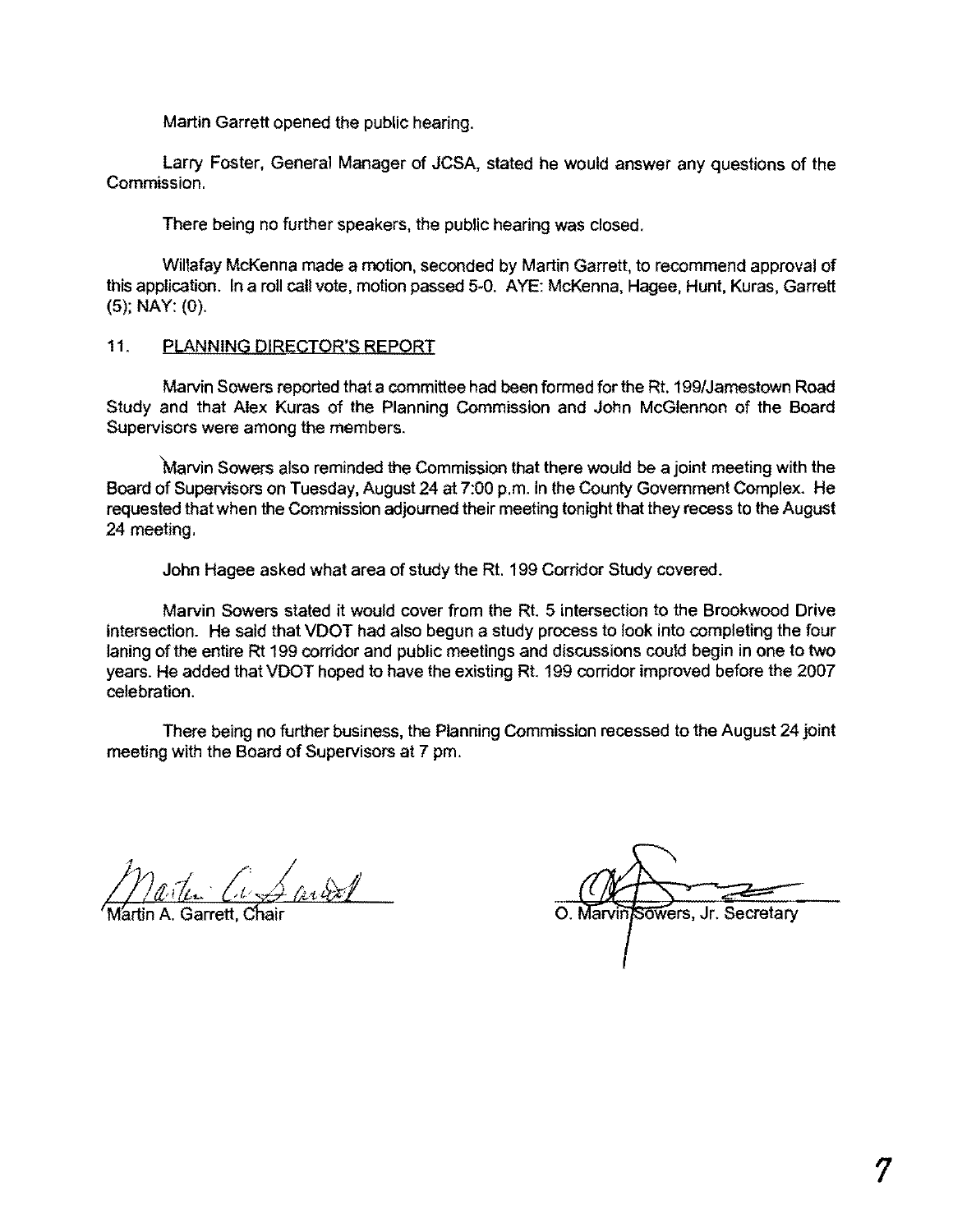Martin Garrett opened the public hearing.

Larry Foster, General Manager of JCSA, stated he would answer any questions of the Commission.

There being no further speakers, the public hearing was closed.

Willafay McKenna made a motion, seconded by Martin Garrett, to recommend approval of this application. In a roll call vote, motion passed 5-0. AYE: McKenna, Hagee, Hunt, Kuras, Garrett (5); NAY: (0).

## 11. PLANNING DIRECTOR'S REPORT

Marvin Sowers reported that a committee had been formed for the Rt. 199/Jamestown Road Study and that Alex Kuras of the Planning Commission and John McGlennon of the Board Supervisors were among the members.

Marvin Sowers also reminded the Commission that there would be a joint meeting with the Board of Supervisors on Tuesday, August 24 at 7:00 p.m. in the County Government Complex. He requested that when the Commission adjourned their meeting tonight that they recess to the August 24 meeting.

John Hagee asked what area of study the Rt. 199 Corridor Study covered.

Marvin Sowers stated it would cover from the Rt. 5 intersection to the Brookwood Drive intersection. He said that VDOT had also begun a study process to look into completing the four laning of the entire Rt 199 corridor and public meetings and discussions could begin in one to two years. He added that VDOT hoped to have the existing Rt. 199 corridor improved before the 2007 celebration.

There being no further business, the Planning Commission recessed to the August 24 joint meeting with the Board of Supervisors at 7 pm.

Martin A. Garrett, Chair

O. Marvin Sowers, Jr. Secretary